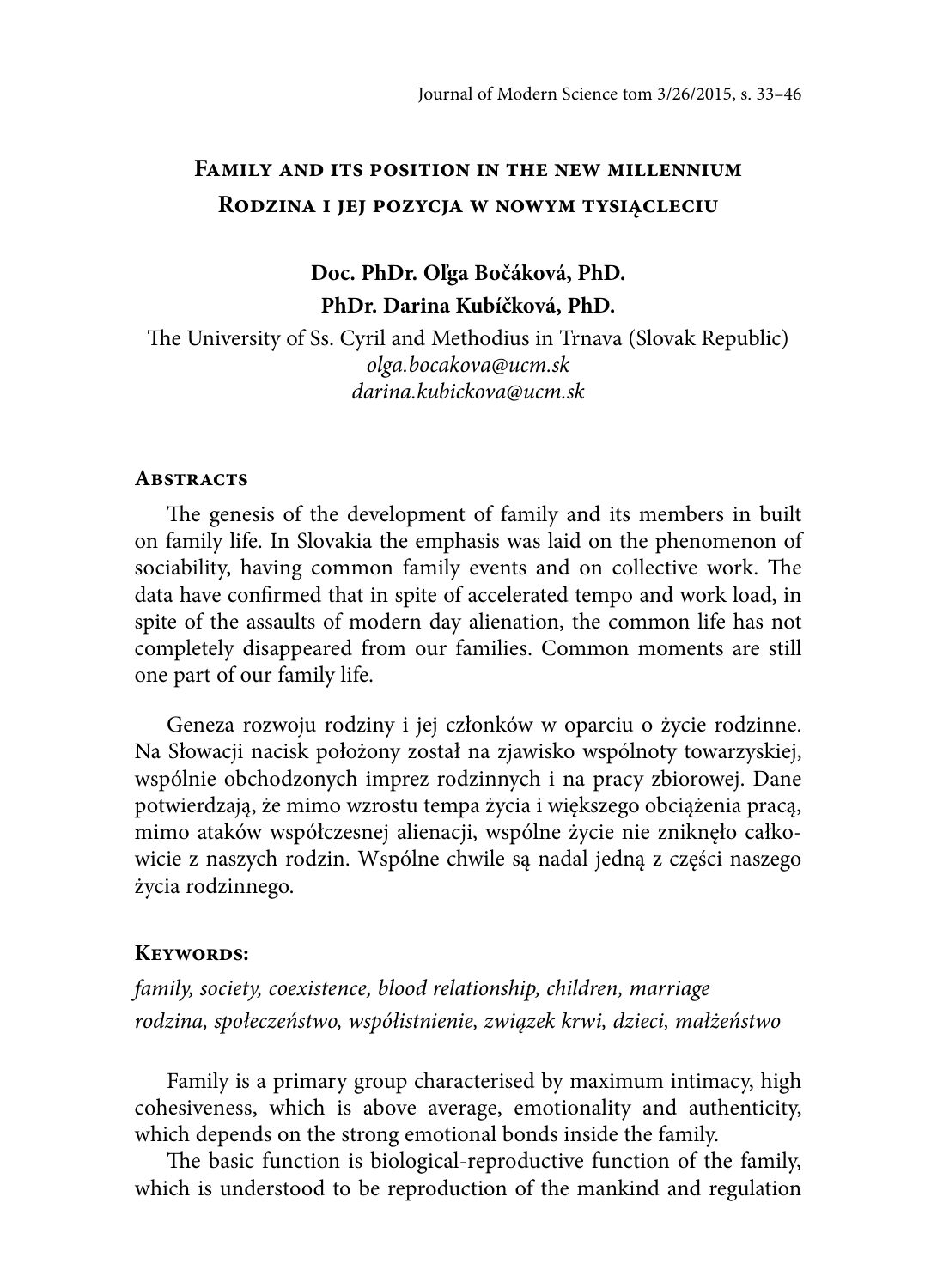# Family and its position in the new millennium
# Rodzina i jej pozycja w nowym tysiącleciu

**Doc. PhDr. Oľga Bočáková, PhD.**
**PhDr. Darina Kubíčková, PhD.**

The University of Ss. Cyril and Methodius in Trnava (Slovak Republic)
*olga.bocakova@ucm.sk*
*darina.kubickova@ucm.sk*

## Abstracts

The genesis of the development of family and its members in built on family life. In Slovakia the emphasis was laid on the phenomenon of sociability, having common family events and on collective work. The data have confirmed that in spite of accelerated tempo and work load, in spite of the assaults of modern day alienation, the common life has not completely disappeared from our families. Common moments are still one part of our family life.

Geneza rozwoju rodziny i jej członków w oparciu o życie rodzinne. Na Słowacji nacisk położony został na zjawisko wspólnoty towarzyskiej, wspólnie obchodzonych imprez rodzinnych i na pracy zbiorowej. Dane potwierdzają, że mimo wzrostu tempa życia i większego obciążenia pracą, mimo ataków współczesnej alienacji, wspólne życie nie zniknęło całkowicie z naszych rodzin. Wspólne chwile są nadal jedną z części naszego życia rodzinnego.

## Keywords:

*family, society, coexistence, blood relationship, children, marriage*
*rodzina, społeczeństwo, współistnienie, związek krwi, dzieci, małżeństwo*

Family is a primary group characterised by maximum intimacy, high cohesiveness, which is above average, emotionality and authenticity, which depends on the strong emotional bonds inside the family.

The basic function is biological-reproductive function of the family, which is understood to be reproduction of the mankind and regulation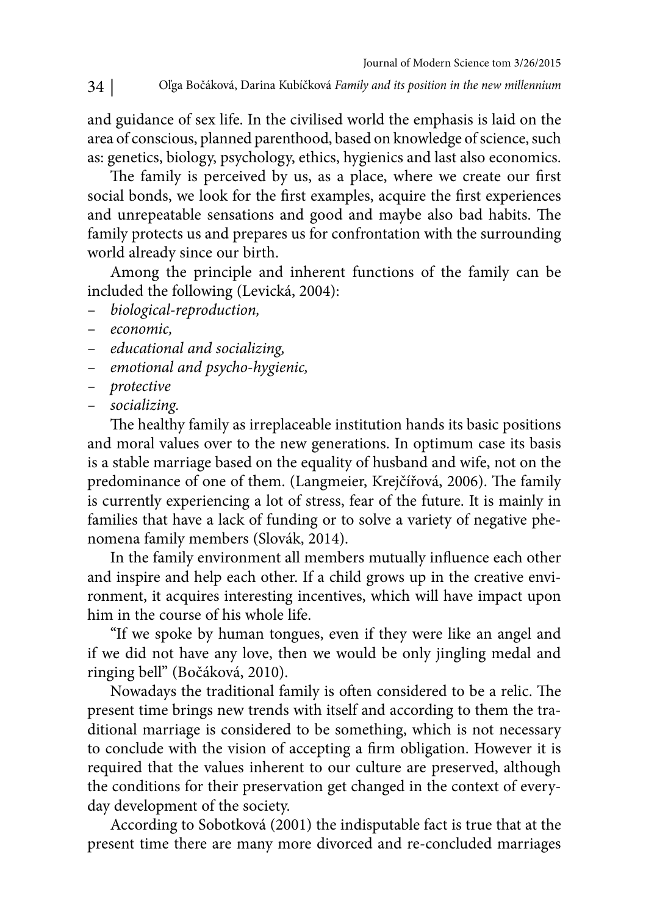and guidance of sex life. In the civilised world the emphasis is laid on the area of conscious, planned parenthood, based on knowledge of science, such as: genetics, biology, psychology, ethics, hygienics and last also economics.

The family is perceived by us, as a place, where we create our first social bonds, we look for the first examples, acquire the first experiences and unrepeatable sensations and good and maybe also bad habits. The family protects us and prepares us for confrontation with the surrounding world already since our birth.

Among the principle and inherent functions of the family can be included the following (Levická, 2004):

- *biological-reproduction,*
- *economic,*
- *educational and socializing,*
- *emotional and psycho-hygienic,*
- *protective*
- *socializing.*

The healthy family as irreplaceable institution hands its basic positions and moral values over to the new generations. In optimum case its basis is a stable marriage based on the equality of husband and wife, not on the predominance of one of them. (Langmeier, Krejčířová, 2006). The family is currently experiencing a lot of stress, fear of the future. It is mainly in families that have a lack of funding or to solve a variety of negative phenomena family members (Slovák, 2014).

In the family environment all members mutually influence each other and inspire and help each other. If a child grows up in the creative environment, it acquires interesting incentives, which will have impact upon him in the course of his whole life.

"If we spoke by human tongues, even if they were like an angel and if we did not have any love, then we would be only jingling medal and ringing bell" (Bočáková, 2010).

Nowadays the traditional family is often considered to be a relic. The present time brings new trends with itself and according to them the traditional marriage is considered to be something, which is not necessary to conclude with the vision of accepting a firm obligation. However it is required that the values inherent to our culture are preserved, although the conditions for their preservation get changed in the context of everyday development of the society.

According to Sobotková (2001) the indisputable fact is true that at the present time there are many more divorced and re-concluded marriages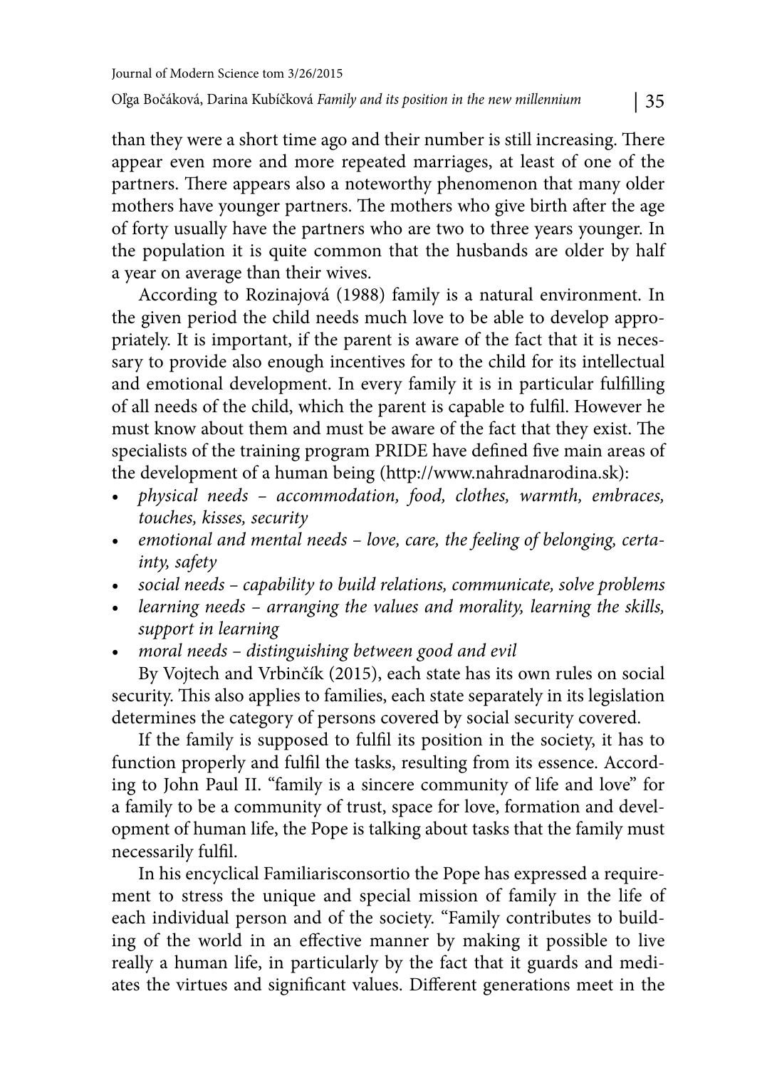than they were a short time ago and their number is still increasing. There appear even more and more repeated marriages, at least of one of the partners. There appears also a noteworthy phenomenon that many older mothers have younger partners. The mothers who give birth after the age of forty usually have the partners who are two to three years younger. In the population it is quite common that the husbands are older by half a year on average than their wives.

According to Rozinajová (1988) family is a natural environment. In the given period the child needs much love to be able to develop appropriately. It is important, if the parent is aware of the fact that it is necessary to provide also enough incentives for to the child for its intellectual and emotional development. In every family it is in particular fulfilling of all needs of the child, which the parent is capable to fulfil. However he must know about them and must be aware of the fact that they exist. The specialists of the training program PRIDE have defined five main areas of the development of a human being (http://www.nahradnarodina.sk):

- *physical needs – accommodation, food, clothes, warmth, embraces, touches, kisses, security*
- *emotional and mental needs – love, care, the feeling of belonging, certainty, safety*
- *social needs – capability to build relations, communicate, solve problems*
- *learning needs – arranging the values and morality, learning the skills, support in learning*
- *moral needs – distinguishing between good and evil*

By Vojtech and Vrbinčík (2015), each state has its own rules on social security. This also applies to families, each state separately in its legislation determines the category of persons covered by social security covered.

If the family is supposed to fulfil its position in the society, it has to function properly and fulfil the tasks, resulting from its essence. According to John Paul II. "family is a sincere community of life and love" for a family to be a community of trust, space for love, formation and development of human life, the Pope is talking about tasks that the family must necessarily fulfil.

In his encyclical Familiarisconsortio the Pope has expressed a requirement to stress the unique and special mission of family in the life of each individual person and of the society. "Family contributes to building of the world in an effective manner by making it possible to live really a human life, in particularly by the fact that it guards and mediates the virtues and significant values. Different generations meet in the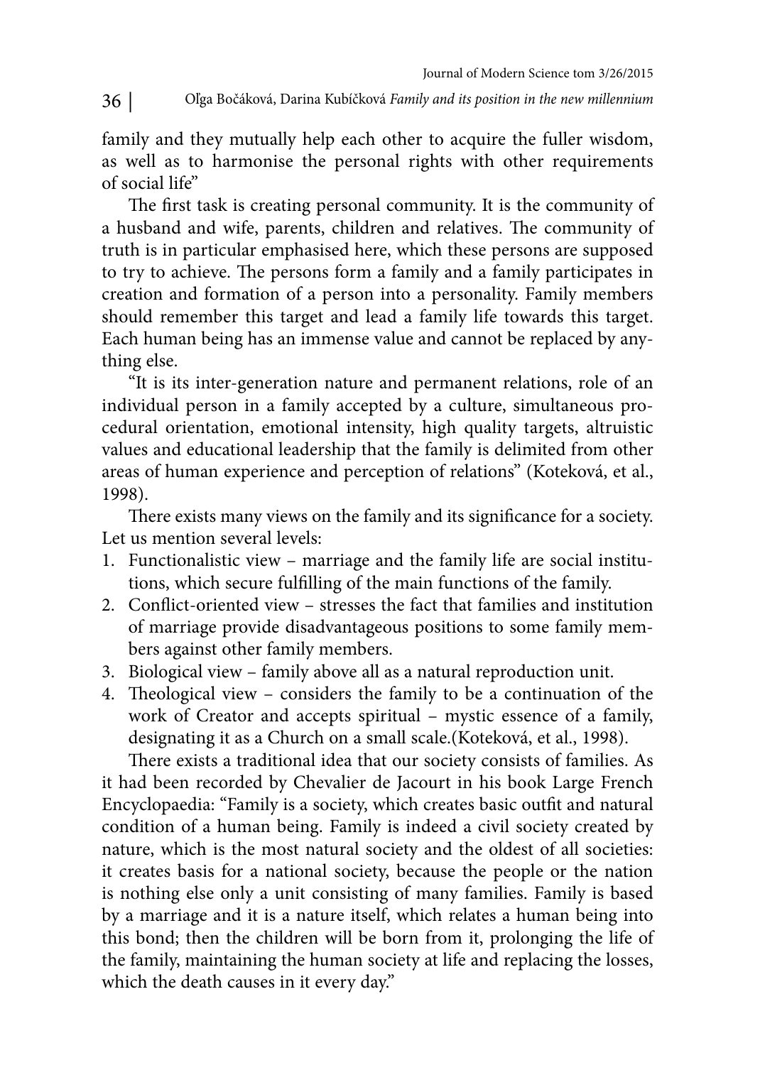family and they mutually help each other to acquire the fuller wisdom, as well as to harmonise the personal rights with other requirements of social life"

The first task is creating personal community. It is the community of a husband and wife, parents, children and relatives. The community of truth is in particular emphasised here, which these persons are supposed to try to achieve. The persons form a family and a family participates in creation and formation of a person into a personality. Family members should remember this target and lead a family life towards this target. Each human being has an immense value and cannot be replaced by anything else.

"It is its inter-generation nature and permanent relations, role of an individual person in a family accepted by a culture, simultaneous procedural orientation, emotional intensity, high quality targets, altruistic values and educational leadership that the family is delimited from other areas of human experience and perception of relations" (Koteková, et al., 1998).

There exists many views on the family and its significance for a society. Let us mention several levels:

1. Functionalistic view – marriage and the family life are social institutions, which secure fulfilling of the main functions of the family.
2. Conflict-oriented view – stresses the fact that families and institution of marriage provide disadvantageous positions to some family members against other family members.
3. Biological view – family above all as a natural reproduction unit.
4. Theological view – considers the family to be a continuation of the work of Creator and accepts spiritual – mystic essence of a family, designating it as a Church on a small scale.(Koteková, et al., 1998).

There exists a traditional idea that our society consists of families. As it had been recorded by Chevalier de Jacourt in his book Large French Encyclopaedia: "Family is a society, which creates basic outfit and natural condition of a human being. Family is indeed a civil society created by nature, which is the most natural society and the oldest of all societies: it creates basis for a national society, because the people or the nation is nothing else only a unit consisting of many families. Family is based by a marriage and it is a nature itself, which relates a human being into this bond; then the children will be born from it, prolonging the life of the family, maintaining the human society at life and replacing the losses, which the death causes in it every day."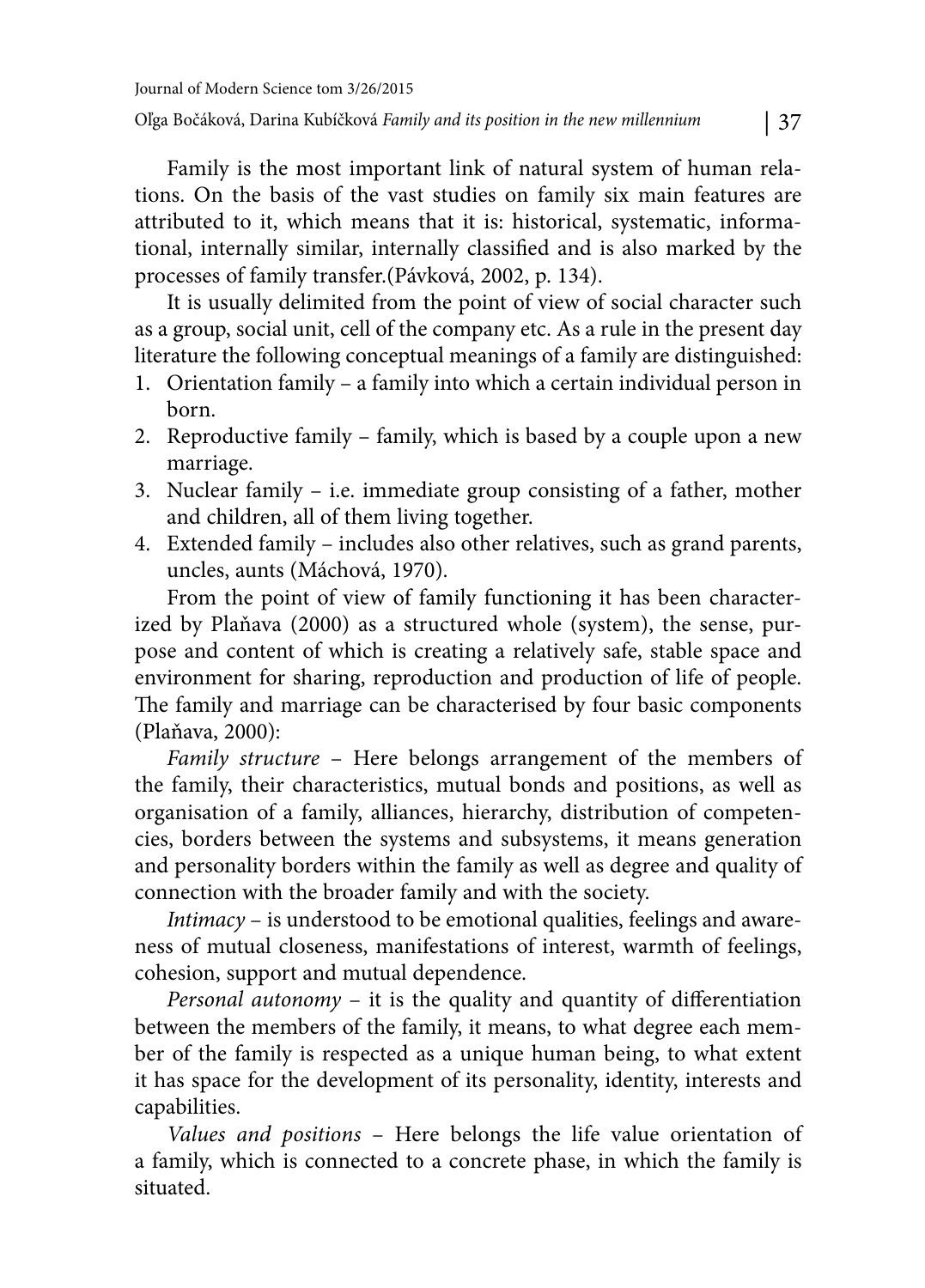Family is the most important link of natural system of human relations. On the basis of the vast studies on family six main features are attributed to it, which means that it is: historical, systematic, informational, internally similar, internally classified and is also marked by the processes of family transfer.(Pávková, 2002, p. 134).

It is usually delimited from the point of view of social character such as a group, social unit, cell of the company etc. As a rule in the present day literature the following conceptual meanings of a family are distinguished:

1. Orientation family – a family into which a certain individual person in born.
2. Reproductive family – family, which is based by a couple upon a new marriage.
3. Nuclear family – i.e. immediate group consisting of a father, mother and children, all of them living together.
4. Extended family – includes also other relatives, such as grand parents, uncles, aunts (Máchová, 1970).

From the point of view of family functioning it has been characterized by Plaňava (2000) as a structured whole (system), the sense, purpose and content of which is creating a relatively safe, stable space and environment for sharing, reproduction and production of life of people. The family and marriage can be characterised by four basic components (Plaňava, 2000):

*Family structure* – Here belongs arrangement of the members of the family, their characteristics, mutual bonds and positions, as well as organisation of a family, alliances, hierarchy, distribution of competencies, borders between the systems and subsystems, it means generation and personality borders within the family as well as degree and quality of connection with the broader family and with the society.

*Intimacy* – is understood to be emotional qualities, feelings and awareness of mutual closeness, manifestations of interest, warmth of feelings, cohesion, support and mutual dependence.

*Personal autonomy* – it is the quality and quantity of differentiation between the members of the family, it means, to what degree each member of the family is respected as a unique human being, to what extent it has space for the development of its personality, identity, interests and capabilities.

*Values and positions* – Here belongs the life value orientation of a family, which is connected to a concrete phase, in which the family is situated.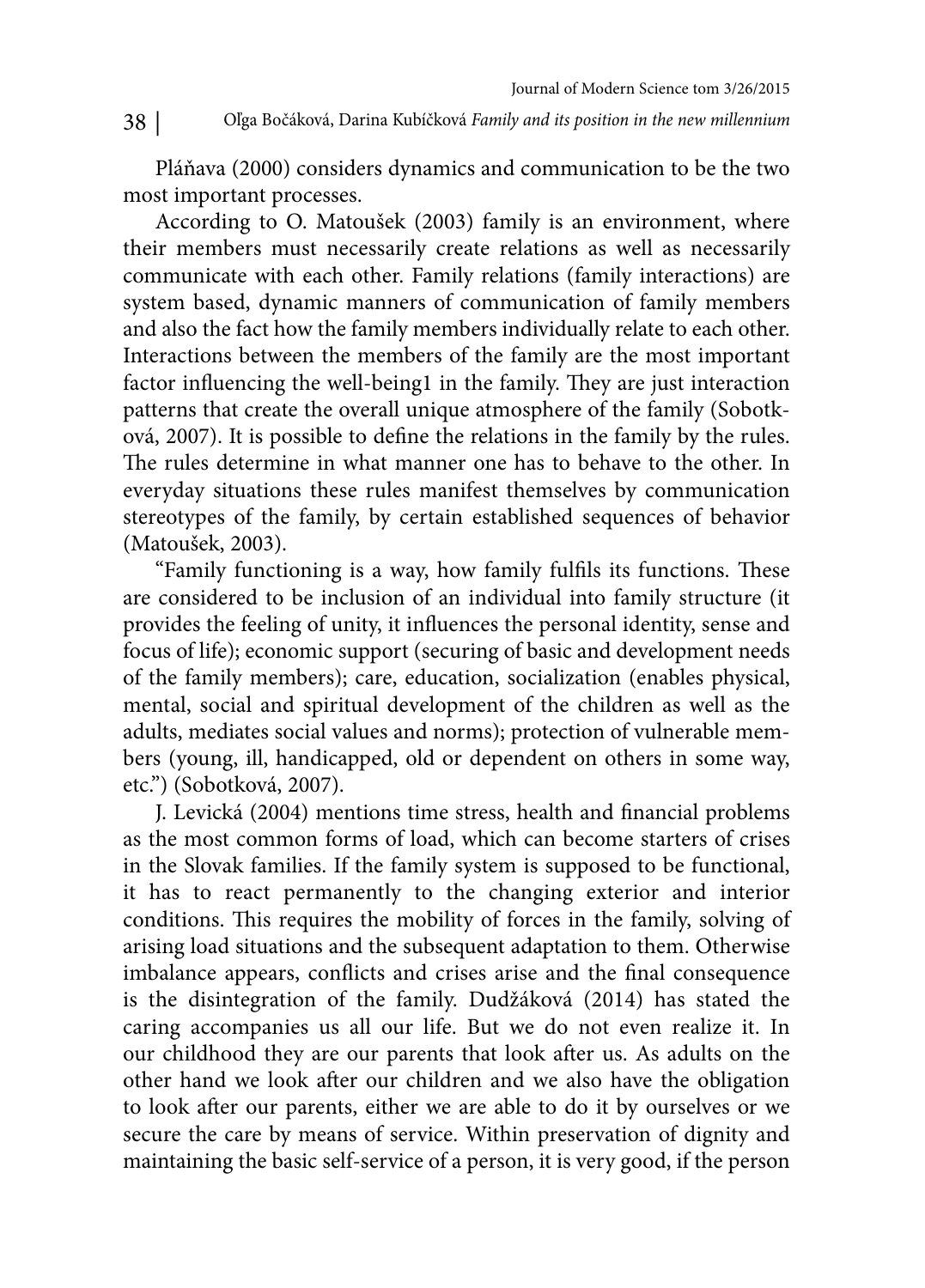Pláňava (2000) considers dynamics and communication to be the two most important processes.

According to O. Matoušek (2003) family is an environment, where their members must necessarily create relations as well as necessarily communicate with each other. Family relations (family interactions) are system based, dynamic manners of communication of family members and also the fact how the family members individually relate to each other. Interactions between the members of the family are the most important factor influencing the well-being1 in the family. They are just interaction patterns that create the overall unique atmosphere of the family (Sobotková, 2007). It is possible to define the relations in the family by the rules. The rules determine in what manner one has to behave to the other. In everyday situations these rules manifest themselves by communication stereotypes of the family, by certain established sequences of behavior (Matoušek, 2003).

"Family functioning is a way, how family fulfils its functions. These are considered to be inclusion of an individual into family structure (it provides the feeling of unity, it influences the personal identity, sense and focus of life); economic support (securing of basic and development needs of the family members); care, education, socialization (enables physical, mental, social and spiritual development of the children as well as the adults, mediates social values and norms); protection of vulnerable members (young, ill, handicapped, old or dependent on others in some way, etc.") (Sobotková, 2007).

J. Levická (2004) mentions time stress, health and financial problems as the most common forms of load, which can become starters of crises in the Slovak families. If the family system is supposed to be functional, it has to react permanently to the changing exterior and interior conditions. This requires the mobility of forces in the family, solving of arising load situations and the subsequent adaptation to them. Otherwise imbalance appears, conflicts and crises arise and the final consequence is the disintegration of the family. Dudžáková (2014) has stated the caring accompanies us all our life. But we do not even realize it. In our childhood they are our parents that look after us. As adults on the other hand we look after our children and we also have the obligation to look after our parents, either we are able to do it by ourselves or we secure the care by means of service. Within preservation of dignity and maintaining the basic self-service of a person, it is very good, if the person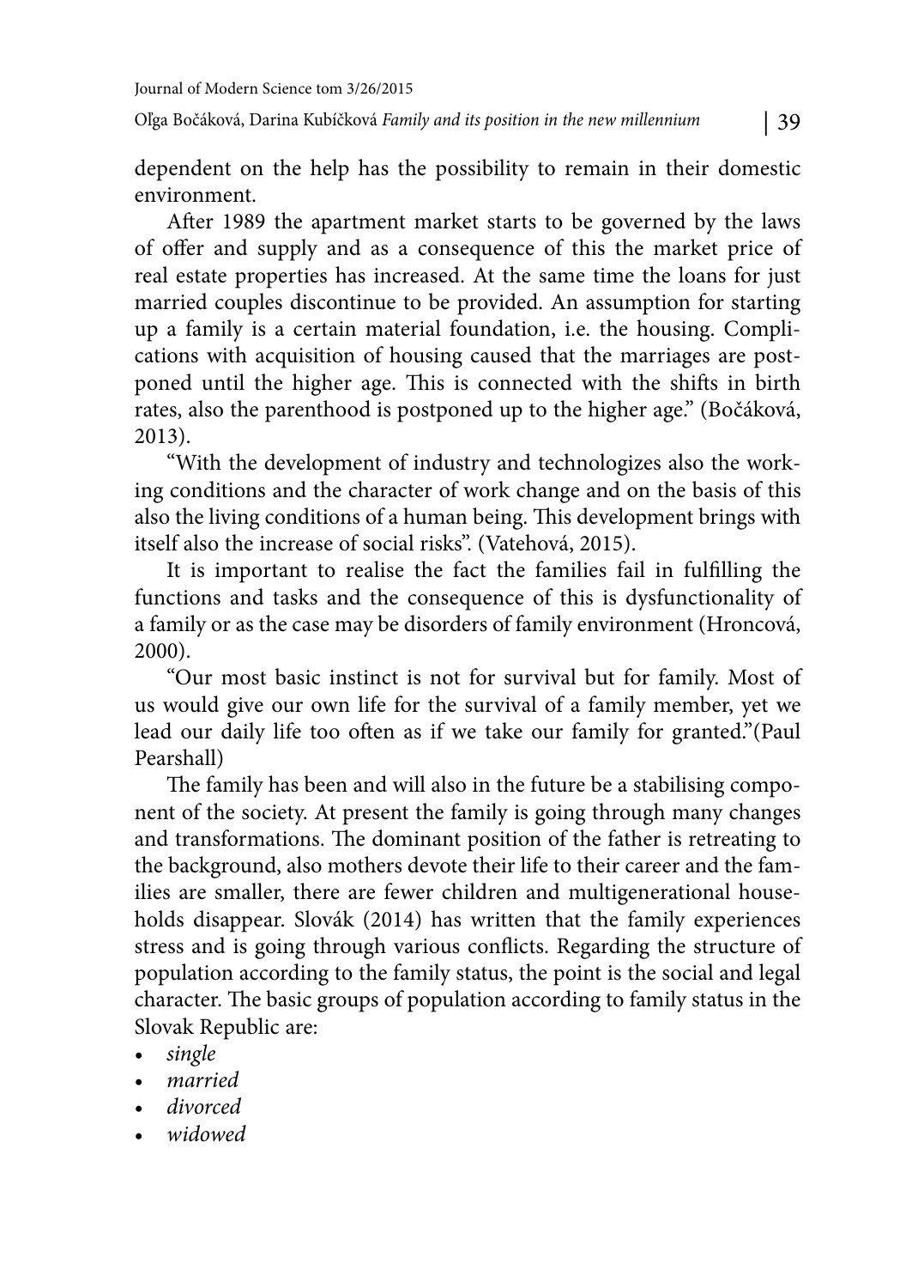dependent on the help has the possibility to remain in their domestic environment.

After 1989 the apartment market starts to be governed by the laws of offer and supply and as a consequence of this the market price of real estate properties has increased. At the same time the loans for just married couples discontinue to be provided. An assumption for starting up a family is a certain material foundation, i.e. the housing. Complications with acquisition of housing caused that the marriages are postponed until the higher age. This is connected with the shifts in birth rates, also the parenthood is postponed up to the higher age." (Bočáková, 2013).

"With the development of industry and technologizes also the working conditions and the character of work change and on the basis of this also the living conditions of a human being. This development brings with itself also the increase of social risks". (Vatehová, 2015).

It is important to realise the fact the families fail in fulfilling the functions and tasks and the consequence of this is dysfunctionality of a family or as the case may be disorders of family environment (Hroncová, 2000).

"Our most basic instinct is not for survival but for family. Most of us would give our own life for the survival of a family member, yet we lead our daily life too often as if we take our family for granted."(Paul Pearshall)

The family has been and will also in the future be a stabilising component of the society. At present the family is going through many changes and transformations. The dominant position of the father is retreating to the background, also mothers devote their life to their career and the families are smaller, there are fewer children and multigenerational households disappear. Slovák (2014) has written that the family experiences stress and is going through various conflicts. Regarding the structure of population according to the family status, the point is the social and legal character. The basic groups of population according to family status in the Slovak Republic are:

- *single*
- *married*
- *divorced*
- *widowed*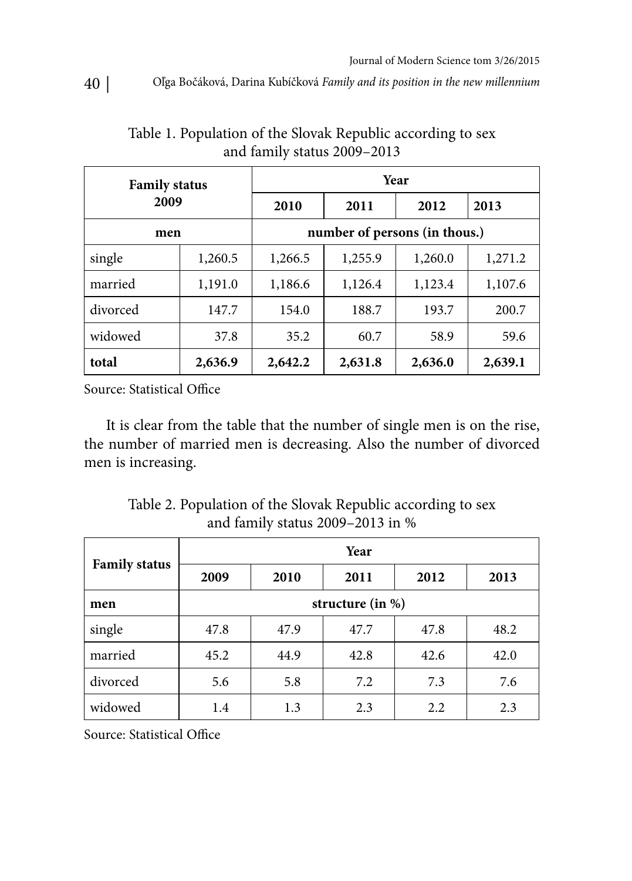Table 1. Population of the Slovak Republic according to sex and family status 2009–2013

| Family status 2009 | | Year | | | |
|---|---|---|---|---|---|
| | | 2010 | 2011 | 2012 | 2013 |
| men | | number of persons (in thous.) | | | |
| single | 1,260.5 | 1,266.5 | 1,255.9 | 1,260.0 | 1,271.2 |
| married | 1,191.0 | 1,186.6 | 1,126.4 | 1,123.4 | 1,107.6 |
| divorced | 147.7 | 154.0 | 188.7 | 193.7 | 200.7 |
| widowed | 37.8 | 35.2 | 60.7 | 58.9 | 59.6 |
| **total** | **2,636.9** | **2,642.2** | **2,631.8** | **2,636.0** | **2,639.1** |

Source: Statistical Office

It is clear from the table that the number of single men is on the rise, the number of married men is decreasing. Also the number of divorced men is increasing.

Table 2. Population of the Slovak Republic according to sex and family status 2009–2013 in %

| Family status | Year | | | | |
|---|---|---|---|---|---|
| | 2009 | 2010 | 2011 | 2012 | 2013 |
| men | structure (in %) | | | | |
| single | 47.8 | 47.9 | 47.7 | 47.8 | 48.2 |
| married | 45.2 | 44.9 | 42.8 | 42.6 | 42.0 |
| divorced | 5.6 | 5.8 | 7.2 | 7.3 | 7.6 |
| widowed | 1.4 | 1.3 | 2.3 | 2.2 | 2.3 |

Source: Statistical Office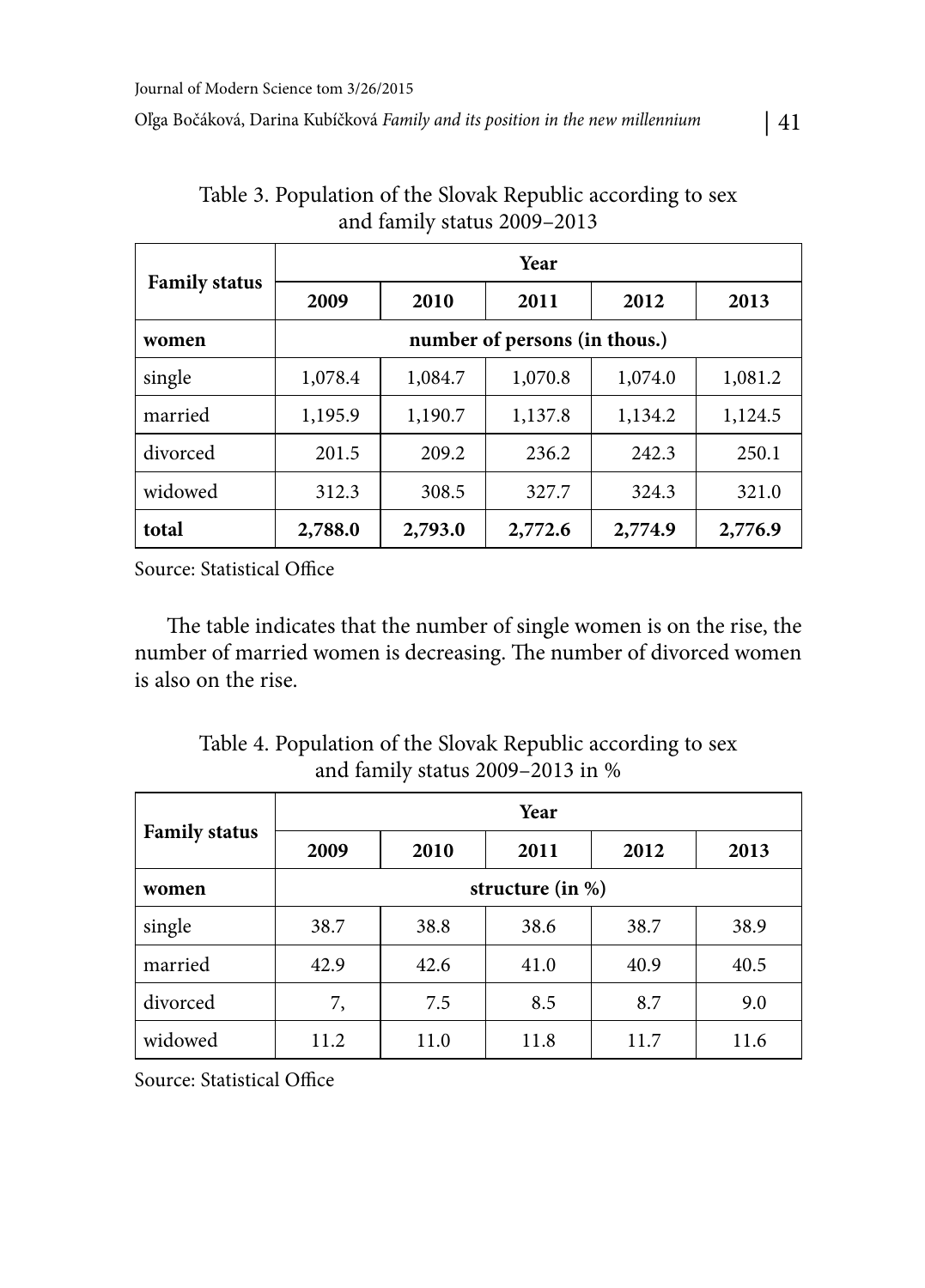Table 3. Population of the Slovak Republic according to sex and family status 2009–2013

| Family status | Year | | | | |
|---|---|---|---|---|---|
| | 2009 | 2010 | 2011 | 2012 | 2013 |
| **women** | number of persons (in thous.) | | | | |
| single | 1,078.4 | 1,084.7 | 1,070.8 | 1,074.0 | 1,081.2 |
| married | 1,195.9 | 1,190.7 | 1,137.8 | 1,134.2 | 1,124.5 |
| divorced | 201.5 | 209.2 | 236.2 | 242.3 | 250.1 |
| widowed | 312.3 | 308.5 | 327.7 | 324.3 | 321.0 |
| **total** | **2,788.0** | **2,793.0** | **2,772.6** | **2,774.9** | **2,776.9** |

Source: Statistical Office

The table indicates that the number of single women is on the rise, the number of married women is decreasing. The number of divorced women is also on the rise.

Table 4. Population of the Slovak Republic according to sex and family status 2009–2013 in %

| Family status | Year | | | | |
|---|---|---|---|---|---|
| | 2009 | 2010 | 2011 | 2012 | 2013 |
| **women** | structure (in %) | | | | |
| single | 38.7 | 38.8 | 38.6 | 38.7 | 38.9 |
| married | 42.9 | 42.6 | 41.0 | 40.9 | 40.5 |
| divorced | 7, | 7.5 | 8.5 | 8.7 | 9.0 |
| widowed | 11.2 | 11.0 | 11.8 | 11.7 | 11.6 |

Source: Statistical Office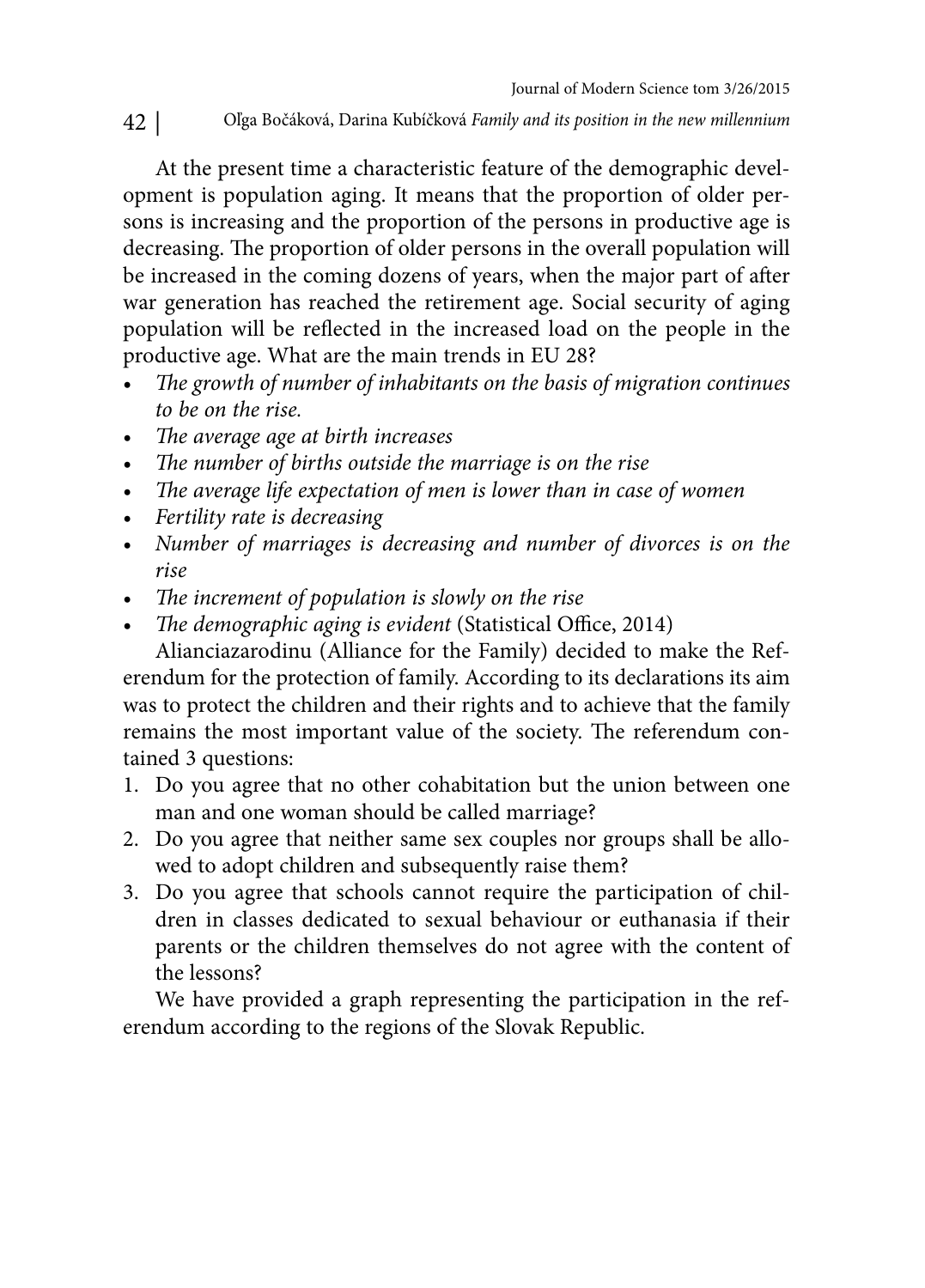At the present time a characteristic feature of the demographic development is population aging. It means that the proportion of older persons is increasing and the proportion of the persons in productive age is decreasing. The proportion of older persons in the overall population will be increased in the coming dozens of years, when the major part of after war generation has reached the retirement age. Social security of aging population will be reflected in the increased load on the people in the productive age. What are the main trends in EU 28?

- *The growth of number of inhabitants on the basis of migration continues to be on the rise.*
- *The average age at birth increases*
- *The number of births outside the marriage is on the rise*
- *The average life expectation of men is lower than in case of women*
- *Fertility rate is decreasing*
- *Number of marriages is decreasing and number of divorces is on the rise*
- *The increment of population is slowly on the rise*
- *The demographic aging is evident* (Statistical Office, 2014)

Alianciazarodinu (Alliance for the Family) decided to make the Referendum for the protection of family. According to its declarations its aim was to protect the children and their rights and to achieve that the family remains the most important value of the society. The referendum contained 3 questions:

1. Do you agree that no other cohabitation but the union between one man and one woman should be called marriage?
2. Do you agree that neither same sex couples nor groups shall be allowed to adopt children and subsequently raise them?
3. Do you agree that schools cannot require the participation of children in classes dedicated to sexual behaviour or euthanasia if their parents or the children themselves do not agree with the content of the lessons?

We have provided a graph representing the participation in the referendum according to the regions of the Slovak Republic.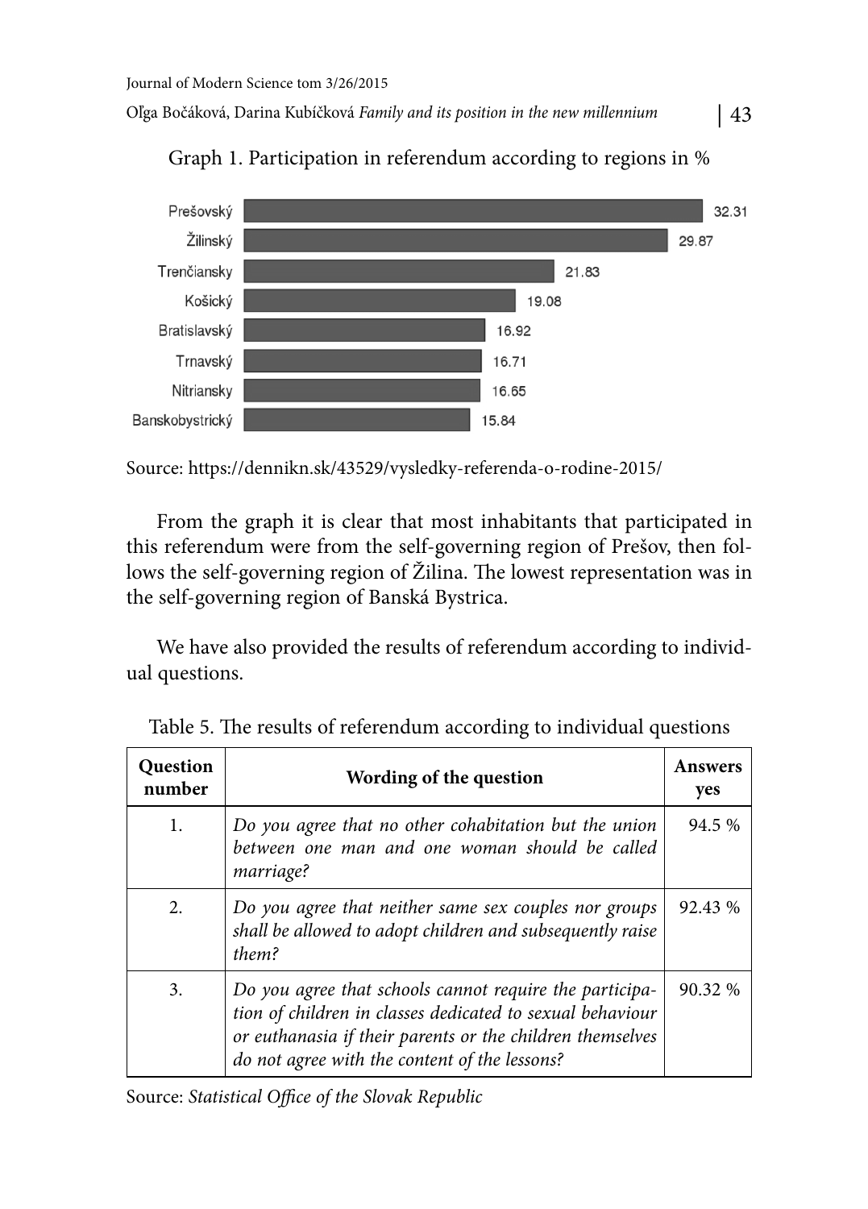Graph 1. Participation in referendum according to regions in %

| Region | % |
|---|---|
| Prešovský | 32.31 |
| Žilinský | 29.87 |
| Trenčiansky | 21.83 |
| Košický | 19.08 |
| Bratislavský | 16.92 |
| Trnavský | 16.71 |
| Nitriansky | 16.65 |
| Banskobystrický | 15.84 |

Source: https://dennikn.sk/43529/vysledky-referenda-o-rodine-2015/

From the graph it is clear that most inhabitants that participated in this referendum were from the self-governing region of Prešov, then follows the self-governing region of Žilina. The lowest representation was in the self-governing region of Banská Bystrica.

We have also provided the results of referendum according to individual questions.

Table 5. The results of referendum according to individual questions

| Question number | Wording of the question | Answers yes |
|---|---|---|
| 1. | *Do you agree that no other cohabitation but the union between one man and one woman should be called marriage?* | 94.5 % |
| 2. | *Do you agree that neither same sex couples nor groups shall be allowed to adopt children and subsequently raise them?* | 92.43 % |
| 3. | *Do you agree that schools cannot require the participation of children in classes dedicated to sexual behaviour or euthanasia if their parents or the children themselves do not agree with the content of the lessons?* | 90.32 % |

Source: *Statistical Office of the Slovak Republic*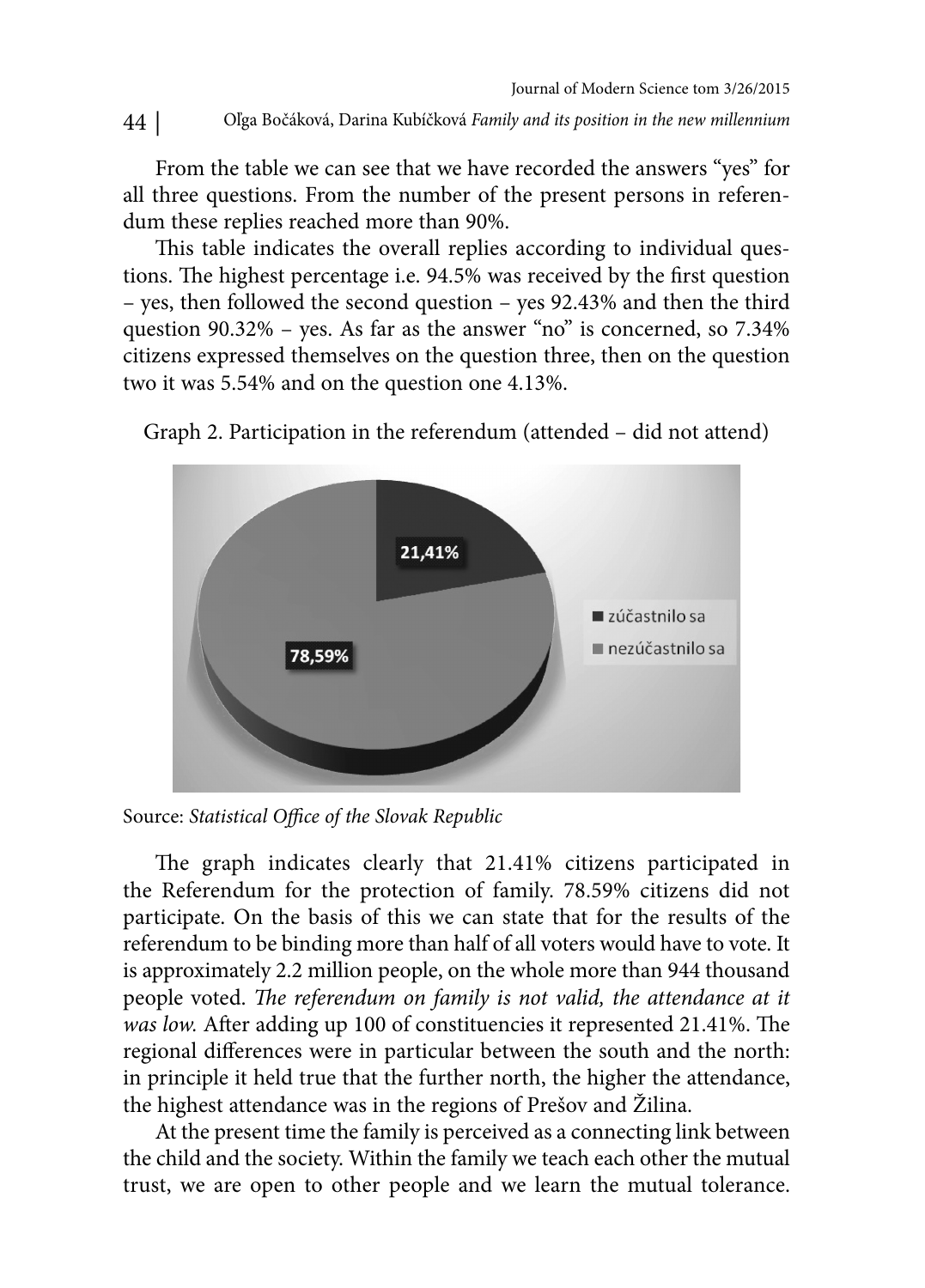From the table we can see that we have recorded the answers "yes" for all three questions. From the number of the present persons in referendum these replies reached more than 90%.

This table indicates the overall replies according to individual questions. The highest percentage i.e. 94.5% was received by the first question – yes, then followed the second question – yes 92.43% and then the third question 90.32% – yes. As far as the answer "no" is concerned, so 7.34% citizens expressed themselves on the question three, then on the question two it was 5.54% and on the question one 4.13%.

Graph 2. Participation in the referendum (attended – did not attend)

Source: *Statistical Office of the Slovak Republic*

The graph indicates clearly that 21.41% citizens participated in the Referendum for the protection of family. 78.59% citizens did not participate. On the basis of this we can state that for the results of the referendum to be binding more than half of all voters would have to vote. It is approximately 2.2 million people, on the whole more than 944 thousand people voted. *The referendum on family is not valid, the attendance at it was low.* After adding up 100 of constituencies it represented 21.41%. The regional differences were in particular between the south and the north: in principle it held true that the further north, the higher the attendance, the highest attendance was in the regions of Prešov and Žilina.

At the present time the family is perceived as a connecting link between the child and the society. Within the family we teach each other the mutual trust, we are open to other people and we learn the mutual tolerance.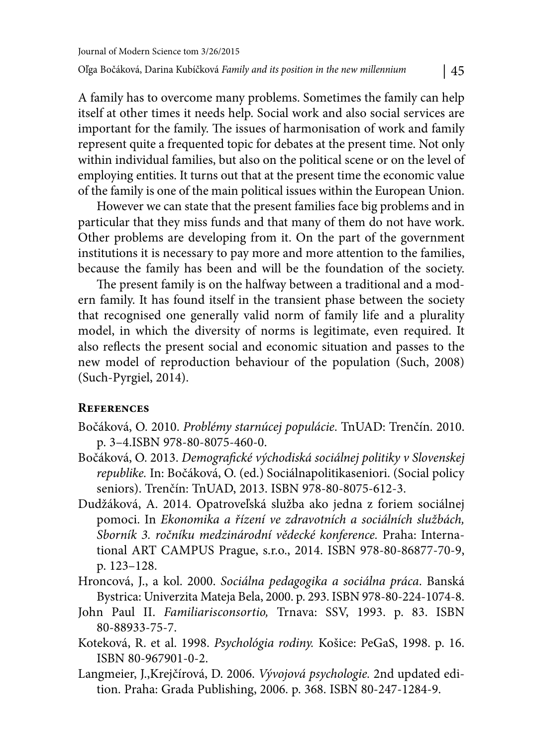A family has to overcome many problems. Sometimes the family can help itself at other times it needs help. Social work and also social services are important for the family. The issues of harmonisation of work and family represent quite a frequented topic for debates at the present time. Not only within individual families, but also on the political scene or on the level of employing entities. It turns out that at the present time the economic value of the family is one of the main political issues within the European Union.

However we can state that the present families face big problems and in particular that they miss funds and that many of them do not have work. Other problems are developing from it. On the part of the government institutions it is necessary to pay more and more attention to the families, because the family has been and will be the foundation of the society.

The present family is on the halfway between a traditional and a modern family. It has found itself in the transient phase between the society that recognised one generally valid norm of family life and a plurality model, in which the diversity of norms is legitimate, even required. It also reflects the present social and economic situation and passes to the new model of reproduction behaviour of the population (Such, 2008) (Such-Pyrgiel, 2014).

## References

Bočáková, O. 2010. *Problémy starnúcej populácie*. TnUAD: Trenčín. 2010. p. 3–4.ISBN 978-80-8075-460-0.

Bočáková, O. 2013. *Demografické východiská sociálnej politiky v Slovenskej republike.* In: Bočáková, O. (ed.) Sociálnapolitikaseniori. (Social policy seniors). Trenčín: TnUAD, 2013. ISBN 978-80-8075-612-3.

Dudžáková, A. 2014. Opatroveľská služba ako jedna z foriem sociálnej pomoci. In *Ekonomika a řízení ve zdravotních a sociálních službách, Sborník 3. ročníku medzinárodní vědecké konference.* Praha: International ART CAMPUS Prague, s.r.o., 2014. ISBN 978-80-86877-70-9, p. 123–128.

Hroncová, J., a kol. 2000. *Sociálna pedagogika a sociálna práca*. Banská Bystrica: Univerzita Mateja Bela, 2000. p. 293. ISBN 978-80-224-1074-8.

John Paul II. *Familiarisconsortio,* Trnava: SSV, 1993. p. 83. ISBN 80-88933-75-7.

Koteková, R. et al. 1998. *Psychológia rodiny.* Košice: PeGaS, 1998. p. 16. ISBN 80-967901-0-2.

Langmeier, J.,Krejčírová, D. 2006. *Vývojová psychologie.* 2nd updated edition. Praha: Grada Publishing, 2006. p. 368. ISBN 80-247-1284-9.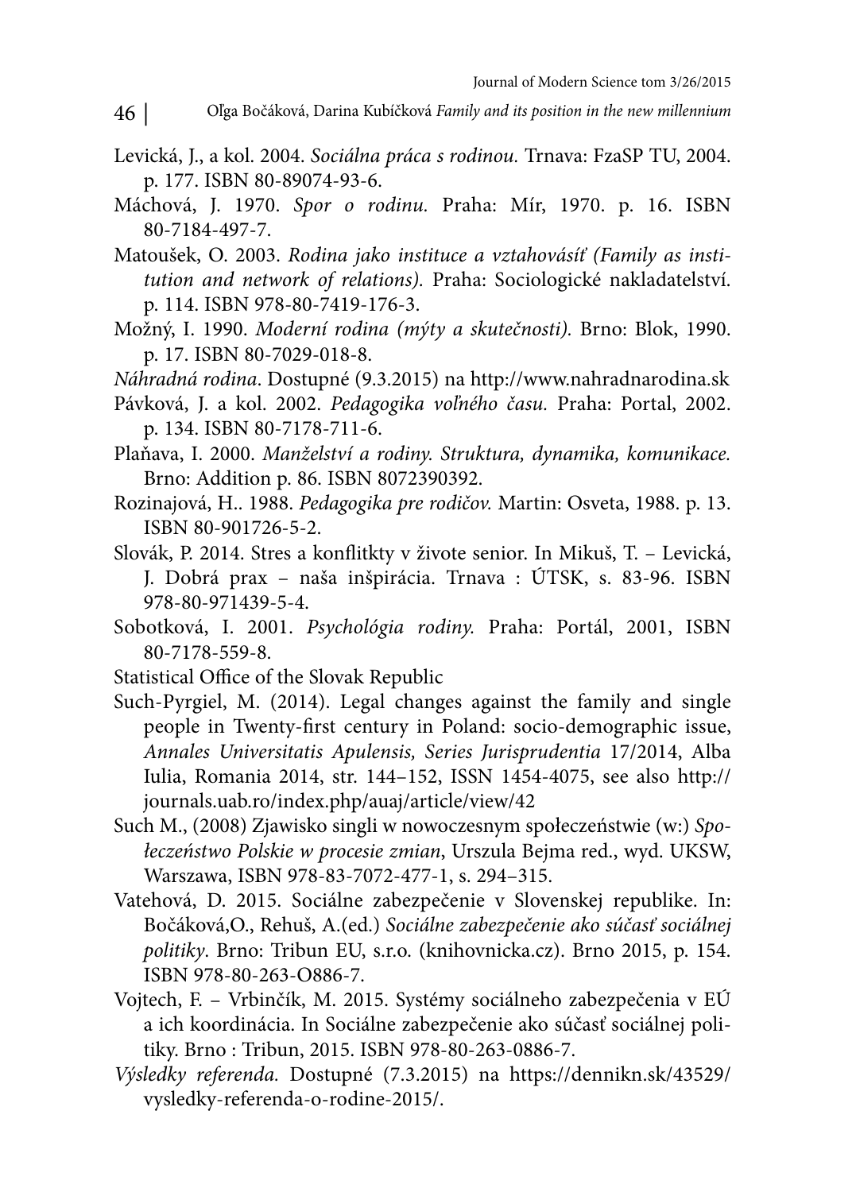Levická, J., a kol. 2004. *Sociálna práca s rodinou.* Trnava: FzaSP TU, 2004. p. 177. ISBN 80-89074-93-6.

Máchová, J. 1970. *Spor o rodinu.* Praha: Mír, 1970. p. 16. ISBN 80-7184-497-7.

Matoušek, O. 2003. *Rodina jako instituce a vztahovásíť (Family as institution and network of relations).* Praha: Sociologické nakladatelství. p. 114. ISBN 978-80-7419-176-3.

Možný, I. 1990. *Moderní rodina (mýty a skutečnosti).* Brno: Blok, 1990. p. 17. ISBN 80-7029-018-8.

*Náhradná rodina*. Dostupné (9.3.2015) na http://www.nahradnarodina.sk

Pávková, J. a kol. 2002. *Pedagogika voľného času.* Praha: Portal, 2002. p. 134. ISBN 80-7178-711-6.

Plaňava, I. 2000. *Manželství a rodiny. Struktura, dynamika, komunikace.* Brno: Addition p. 86. ISBN 8072390392.

Rozinajová, H.. 1988. *Pedagogika pre rodičov.* Martin: Osveta, 1988. p. 13. ISBN 80-901726-5-2.

Slovák, P. 2014. Stres a konflitkty v živote senior. In Mikuš, T. – Levická, J. Dobrá prax – naša inšpirácia. Trnava : ÚTSK, s. 83-96. ISBN 978-80-971439-5-4.

Sobotková, I. 2001. *Psychológia rodiny.* Praha: Portál, 2001, ISBN 80-7178-559-8.

Statistical Office of the Slovak Republic

Such-Pyrgiel, M. (2014). Legal changes against the family and single people in Twenty-first century in Poland: socio-demographic issue, *Annales Universitatis Apulensis, Series Jurisprudentia* 17/2014, Alba Iulia, Romania 2014, str. 144–152, ISSN 1454-4075, see also http://journals.uab.ro/index.php/auaj/article/view/42

Such M., (2008) Zjawisko singli w nowoczesnym społeczeństwie (w:) *Społeczeństwo Polskie w procesie zmian*, Urszula Bejma red., wyd. UKSW, Warszawa, ISBN 978-83-7072-477-1, s. 294–315.

Vatehová, D. 2015. Sociálne zabezpečenie v Slovenskej republike. In: Bočáková,O., Rehuš, A.(ed.) *Sociálne zabezpečenie ako súčasť sociálnej politiky*. Brno: Tribun EU, s.r.o. (knihovnicka.cz). Brno 2015, p. 154. ISBN 978-80-263-O886-7.

Vojtech, F. – Vrbinčík, M. 2015. Systémy sociálneho zabezpečenia v EÚ a ich koordinácia. In Sociálne zabezpečenie ako súčasť sociálnej politiky. Brno : Tribun, 2015. ISBN 978-80-263-0886-7.

*Výsledky referenda.* Dostupné (7.3.2015) na https://dennikn.sk/43529/vysledky-referenda-o-rodine-2015/.